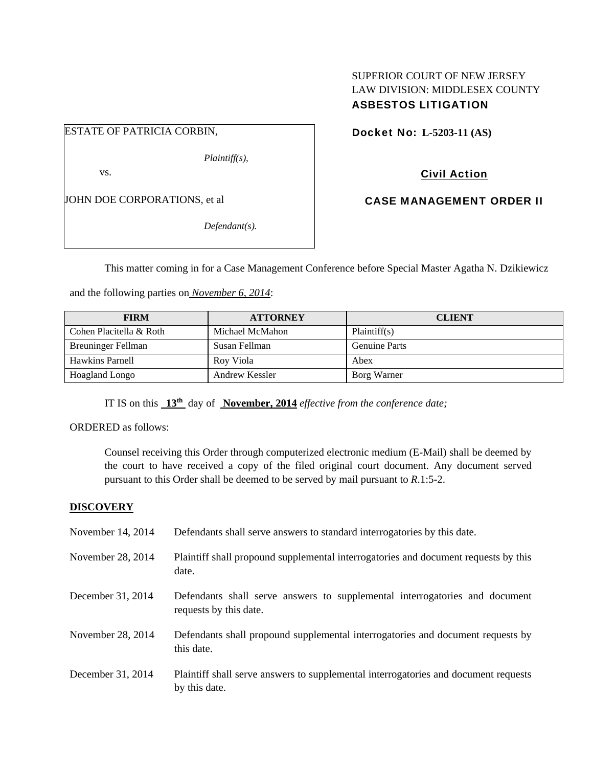SUPERIOR COURT OF NEW JERSEY
LAW DIVISION: MIDDLESEX COUNTY
**ASBESTOS LITIGATION**

ESTATE OF PATRICIA CORBIN,

*Plaintiff(s),*

vs.

JOHN DOE CORPORATIONS, et al

*Defendant(s).*

**Docket No: L-5203-11 (AS)**

**Civil Action**

**CASE MANAGEMENT ORDER II**

This matter coming in for a Case Management Conference before Special Master Agatha N. Dzikiewicz and the following parties on *November 6, 2014*:

| FIRM | ATTORNEY | CLIENT |
|---|---|---|
| Cohen Placitella & Roth | Michael McMahon | Plaintiff(s) |
| Breuninger Fellman | Susan Fellman | Genuine Parts |
| Hawkins Parnell | Roy Viola | Abex |
| Hoagland Longo | Andrew Kessler | Borg Warner |

IT IS on this **13th** day of **November, 2014** *effective from the conference date;*

ORDERED as follows:

Counsel receiving this Order through computerized electronic medium (E-Mail) shall be deemed by the court to have received a copy of the filed original court document. Any document served pursuant to this Order shall be deemed to be served by mail pursuant to *R*.1:5-2.

**DISCOVERY**

November 14, 2014 — Defendants shall serve answers to standard interrogatories by this date.

November 28, 2014 — Plaintiff shall propound supplemental interrogatories and document requests by this date.

December 31, 2014 — Defendants shall serve answers to supplemental interrogatories and document requests by this date.

November 28, 2014 — Defendants shall propound supplemental interrogatories and document requests by this date.

December 31, 2014 — Plaintiff shall serve answers to supplemental interrogatories and document requests by this date.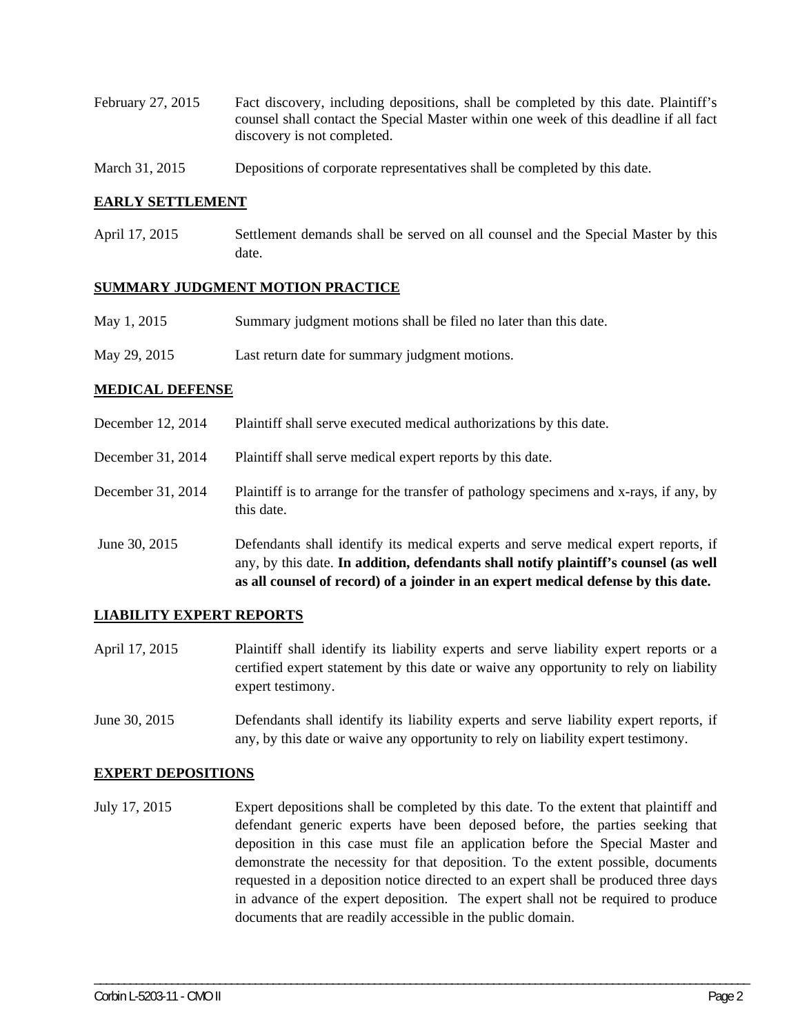February 27, 2015 Fact discovery, including depositions, shall be completed by this date. Plaintiff's counsel shall contact the Special Master within one week of this deadline if all fact discovery is not completed.

March 31, 2015 Depositions of corporate representatives shall be completed by this date.

**EARLY SETTLEMENT**

April 17, 2015 Settlement demands shall be served on all counsel and the Special Master by this date.

**SUMMARY JUDGMENT MOTION PRACTICE**

May 1, 2015 Summary judgment motions shall be filed no later than this date.

May 29, 2015 Last return date for summary judgment motions.

**MEDICAL DEFENSE**

December 12, 2014 Plaintiff shall serve executed medical authorizations by this date.

December 31, 2014 Plaintiff shall serve medical expert reports by this date.

December 31, 2014 Plaintiff is to arrange for the transfer of pathology specimens and x-rays, if any, by this date.

June 30, 2015 Defendants shall identify its medical experts and serve medical expert reports, if any, by this date. **In addition, defendants shall notify plaintiff's counsel (as well as all counsel of record) of a joinder in an expert medical defense by this date.**

**LIABILITY EXPERT REPORTS**

April 17, 2015 Plaintiff shall identify its liability experts and serve liability expert reports or a certified expert statement by this date or waive any opportunity to rely on liability expert testimony.

June 30, 2015 Defendants shall identify its liability experts and serve liability expert reports, if any, by this date or waive any opportunity to rely on liability expert testimony.

**EXPERT DEPOSITIONS**

July 17, 2015 Expert depositions shall be completed by this date. To the extent that plaintiff and defendant generic experts have been deposed before, the parties seeking that deposition in this case must file an application before the Special Master and demonstrate the necessity for that deposition. To the extent possible, documents requested in a deposition notice directed to an expert shall be produced three days in advance of the expert deposition. The expert shall not be required to produce documents that are readily accessible in the public domain.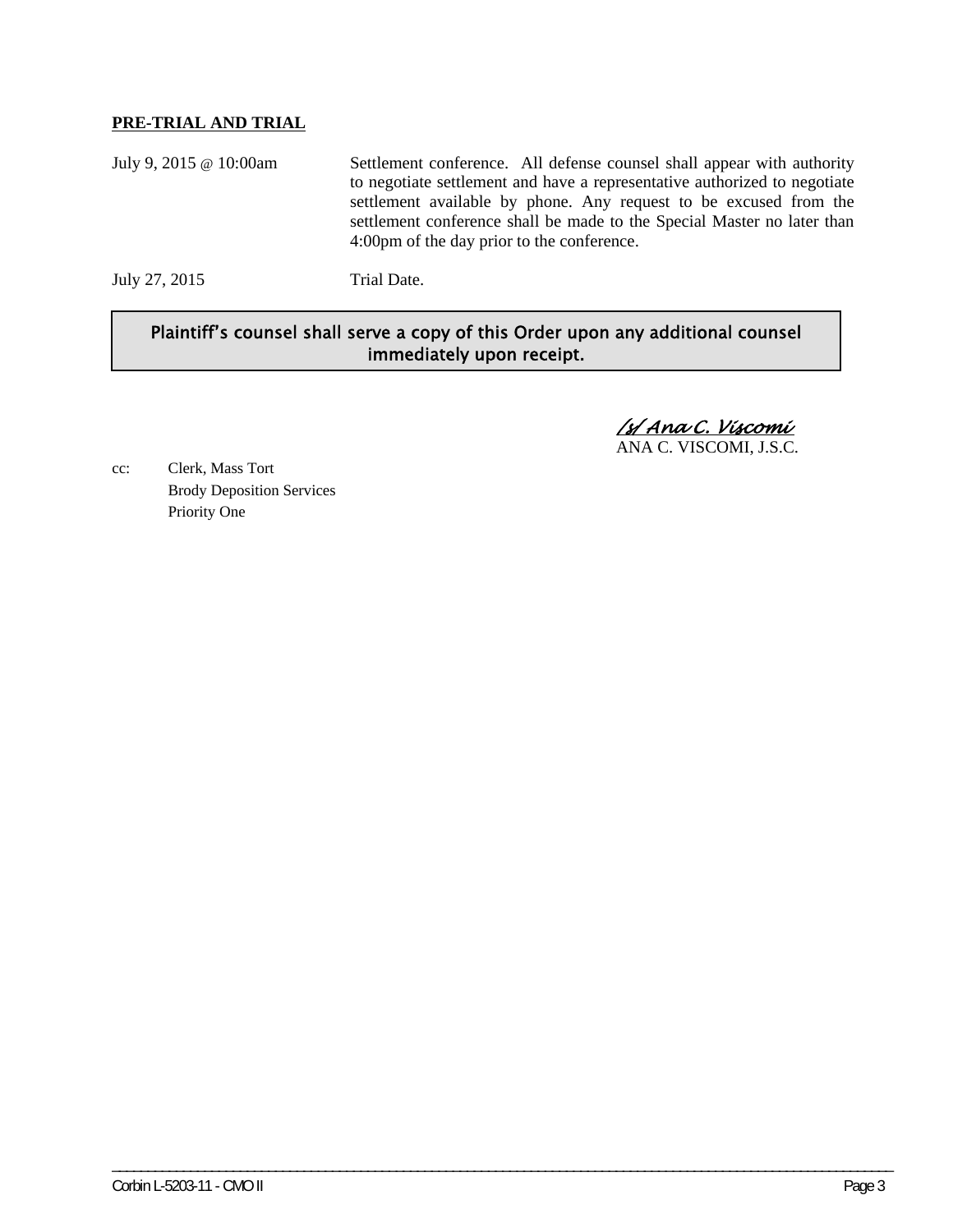**PRE-TRIAL AND TRIAL**

| | |
|---|---|
| July 9, 2015 @ 10:00am | Settlement conference. All defense counsel shall appear with authority to negotiate settlement and have a representative authorized to negotiate settlement available by phone. Any request to be excused from the settlement conference shall be made to the Special Master no later than 4:00pm of the day prior to the conference. |
| July 27, 2015 | Trial Date. |

**Plaintiff's counsel shall serve a copy of this Order upon any additional counsel immediately upon receipt.**

*/s/ Ana C. Viscomi*
ANA C. VISCOMI, J.S.C.

cc: Clerk, Mass Tort
Brody Deposition Services
Priority One